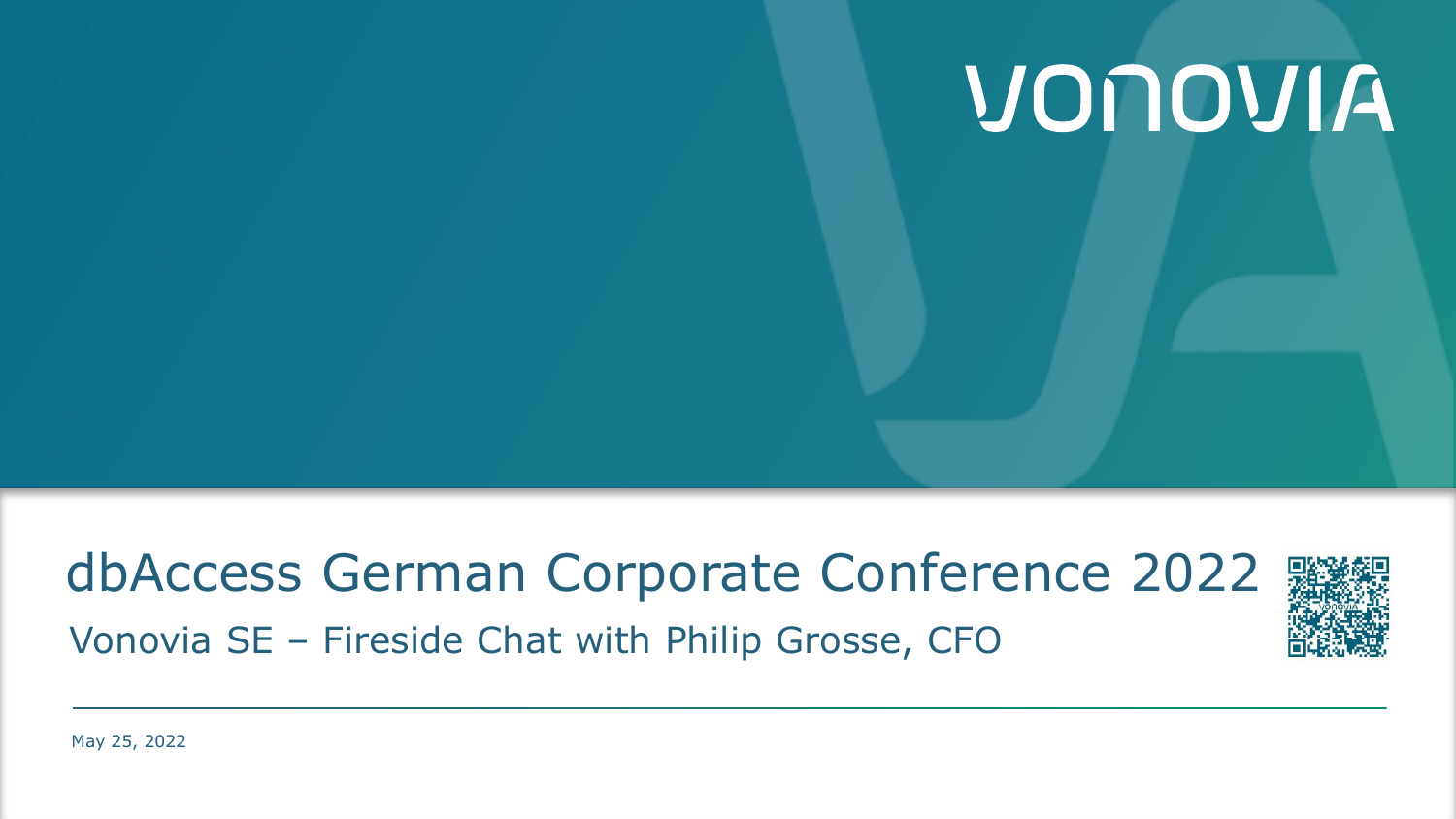VONOVIA

# dbAccess German Corporate Conference 2022

## Vonovia SE – Fireside Chat with Philip Grosse, CFO

May 25, 2022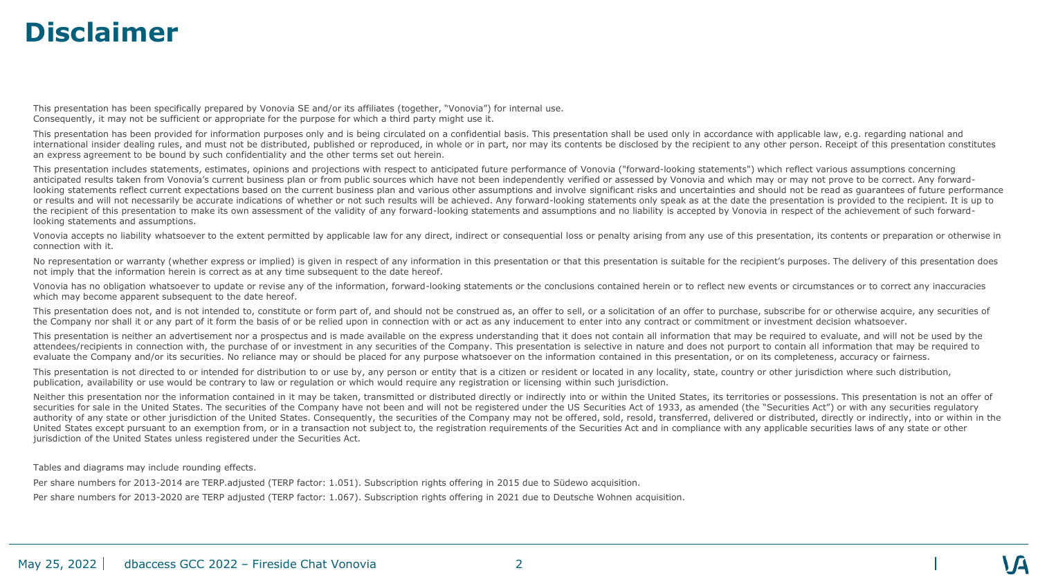# Disclaimer

This presentation has been specifically prepared by Vonovia SE and/or its affiliates (together, "Vonovia") for internal use.
Consequently, it may not be sufficient or appropriate for the purpose for which a third party might use it.

This presentation has been provided for information purposes only and is being circulated on a confidential basis. This presentation shall be used only in accordance with applicable law, e.g. regarding national and international insider dealing rules, and must not be distributed, published or reproduced, in whole or in part, nor may its contents be disclosed by the recipient to any other person. Receipt of this presentation constitutes an express agreement to be bound by such confidentiality and the other terms set out herein.

This presentation includes statements, estimates, opinions and projections with respect to anticipated future performance of Vonovia ("forward-looking statements") which reflect various assumptions concerning anticipated results taken from Vonovia's current business plan or from public sources which have not been independently verified or assessed by Vonovia and which may or may not prove to be correct. Any forward-looking statements reflect current expectations based on the current business plan and various other assumptions and involve significant risks and uncertainties and should not be read as guarantees of future performance or results and will not necessarily be accurate indications of whether or not such results will be achieved. Any forward-looking statements only speak as at the date the presentation is provided to the recipient. It is up to the recipient of this presentation to make its own assessment of the validity of any forward-looking statements and assumptions and no liability is accepted by Vonovia in respect of the achievement of such forward-looking statements and assumptions.

Vonovia accepts no liability whatsoever to the extent permitted by applicable law for any direct, indirect or consequential loss or penalty arising from any use of this presentation, its contents or preparation or otherwise in connection with it.

No representation or warranty (whether express or implied) is given in respect of any information in this presentation or that this presentation is suitable for the recipient's purposes. The delivery of this presentation does not imply that the information herein is correct as at any time subsequent to the date hereof.

Vonovia has no obligation whatsoever to update or revise any of the information, forward-looking statements or the conclusions contained herein or to reflect new events or circumstances or to correct any inaccuracies which may become apparent subsequent to the date hereof.

This presentation does not, and is not intended to, constitute or form part of, and should not be construed as, an offer to sell, or a solicitation of an offer to purchase, subscribe for or otherwise acquire, any securities of the Company nor shall it or any part of it form the basis of or be relied upon in connection with or act as any inducement to enter into any contract or commitment or investment decision whatsoever.

This presentation is neither an advertisement nor a prospectus and is made available on the express understanding that it does not contain all information that may be required to evaluate, and will not be used by the attendees/recipients in connection with, the purchase of or investment in any securities of the Company. This presentation is selective in nature and does not purport to contain all information that may be required to evaluate the Company and/or its securities. No reliance may or should be placed for any purpose whatsoever on the information contained in this presentation, or on its completeness, accuracy or fairness.

This presentation is not directed to or intended for distribution to or use by, any person or entity that is a citizen or resident or located in any locality, state, country or other jurisdiction where such distribution, publication, availability or use would be contrary to law or regulation or which would require any registration or licensing within such jurisdiction.

Neither this presentation nor the information contained in it may be taken, transmitted or distributed directly or indirectly into or within the United States, its territories or possessions. This presentation is not an offer of securities for sale in the United States. The securities of the Company have not been and will not be registered under the US Securities Act of 1933, as amended (the "Securities Act") or with any securities regulatory authority of any state or other jurisdiction of the United States. Consequently, the securities of the Company may not be offered, sold, resold, transferred, delivered or distributed, directly or indirectly, into or within in the United States except pursuant to an exemption from, or in a transaction not subject to, the registration requirements of the Securities Act and in compliance with any applicable securities laws of any state or other jurisdiction of the United States unless registered under the Securities Act.

Tables and diagrams may include rounding effects.

Per share numbers for 2013-2014 are TERP.adjusted (TERP factor: 1.051). Subscription rights offering in 2015 due to Südewo acquisition.

Per share numbers for 2013-2020 are TERP adjusted (TERP factor: 1.067). Subscription rights offering in 2021 due to Deutsche Wohnen acquisition.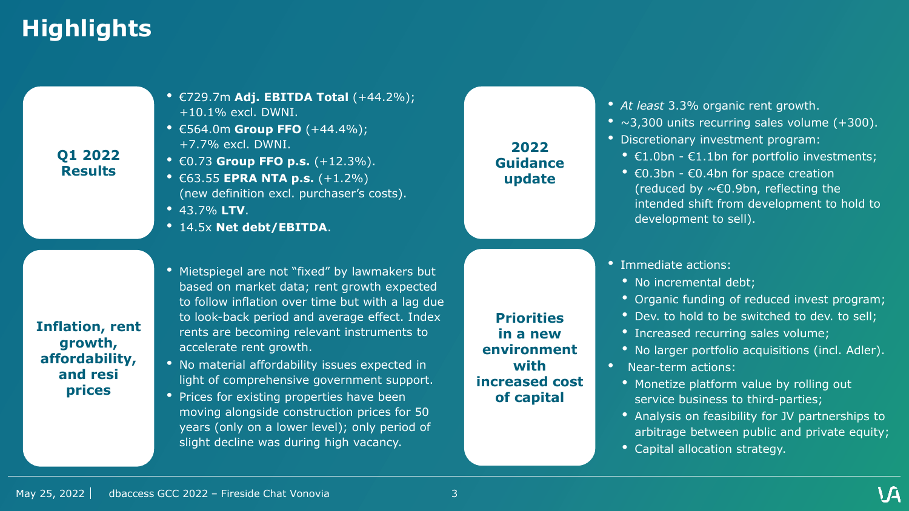# Highlights

### Q1 2022 Results

- €729.7m **Adj. EBITDA Total** (+44.2%); +10.1% excl. DWNI.
- €564.0m **Group FFO** (+44.4%); +7.7% excl. DWNI.
- €0.73 **Group FFO p.s.** (+12.3%).
- €63.55 **EPRA NTA p.s.** (+1.2%) (new definition excl. purchaser's costs).
- 43.7% **LTV**.
- 14.5x **Net debt/EBITDA**.

### 2022 Guidance update

- *At least* 3.3% organic rent growth.
- ~3,300 units recurring sales volume (+300).
- Discretionary investment program:
  - €1.0bn - €1.1bn for portfolio investments;
  - €0.3bn - €0.4bn for space creation (reduced by ~€0.9bn, reflecting the intended shift from development to hold to development to sell).

### Inflation, rent growth, affordability, and resi prices

- Mietspiegel are not "fixed" by lawmakers but based on market data; rent growth expected to follow inflation over time but with a lag due to look-back period and average effect. Index rents are becoming relevant instruments to accelerate rent growth.
- No material affordability issues expected in light of comprehensive government support.
- Prices for existing properties have been moving alongside construction prices for 50 years (only on a lower level); only period of slight decline was during high vacancy.

### Priorities in a new environment with increased cost of capital

- Immediate actions:
  - No incremental debt;
  - Organic funding of reduced invest program;
  - Dev. to hold to be switched to dev. to sell;
  - Increased recurring sales volume;
  - No larger portfolio acquisitions (incl. Adler).
- Near-term actions:
  - Monetize platform value by rolling out service business to third-parties;
  - Analysis on feasibility for JV partnerships to arbitrage between public and private equity;
  - Capital allocation strategy.